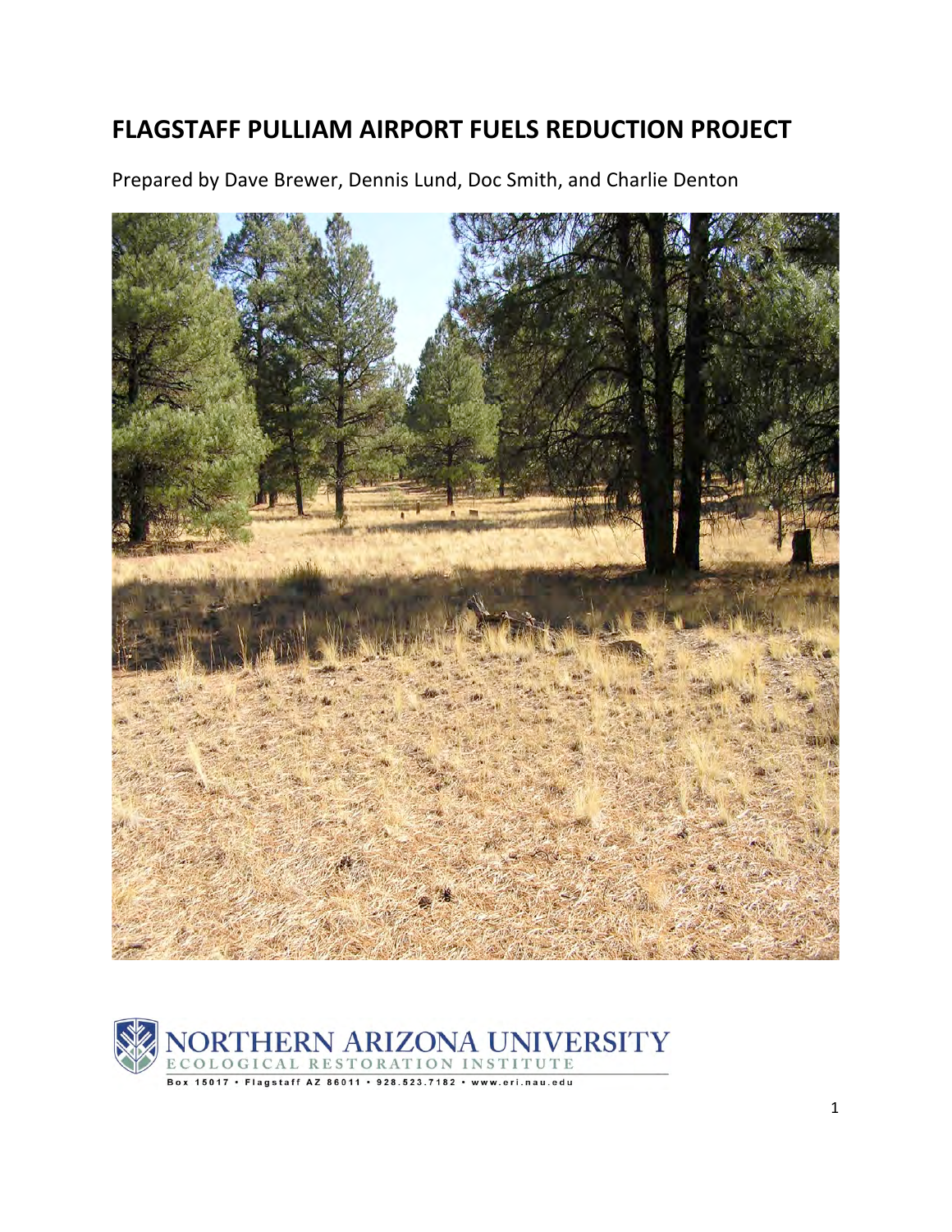# FLAGSTAFF PULLIAM AIRPORT FUELS REDUCTION PROJECT

Prepared by Dave Brewer, Dennis Lund, Doc Smith, and Charlie Denton

NORTHERN ARIZONA UNIVERSITY
ECOLOGICAL RESTORATION INSTITUTE
Box 15017 • Flagstaff AZ 86011 • 928.523.7182 • www.eri.nau.edu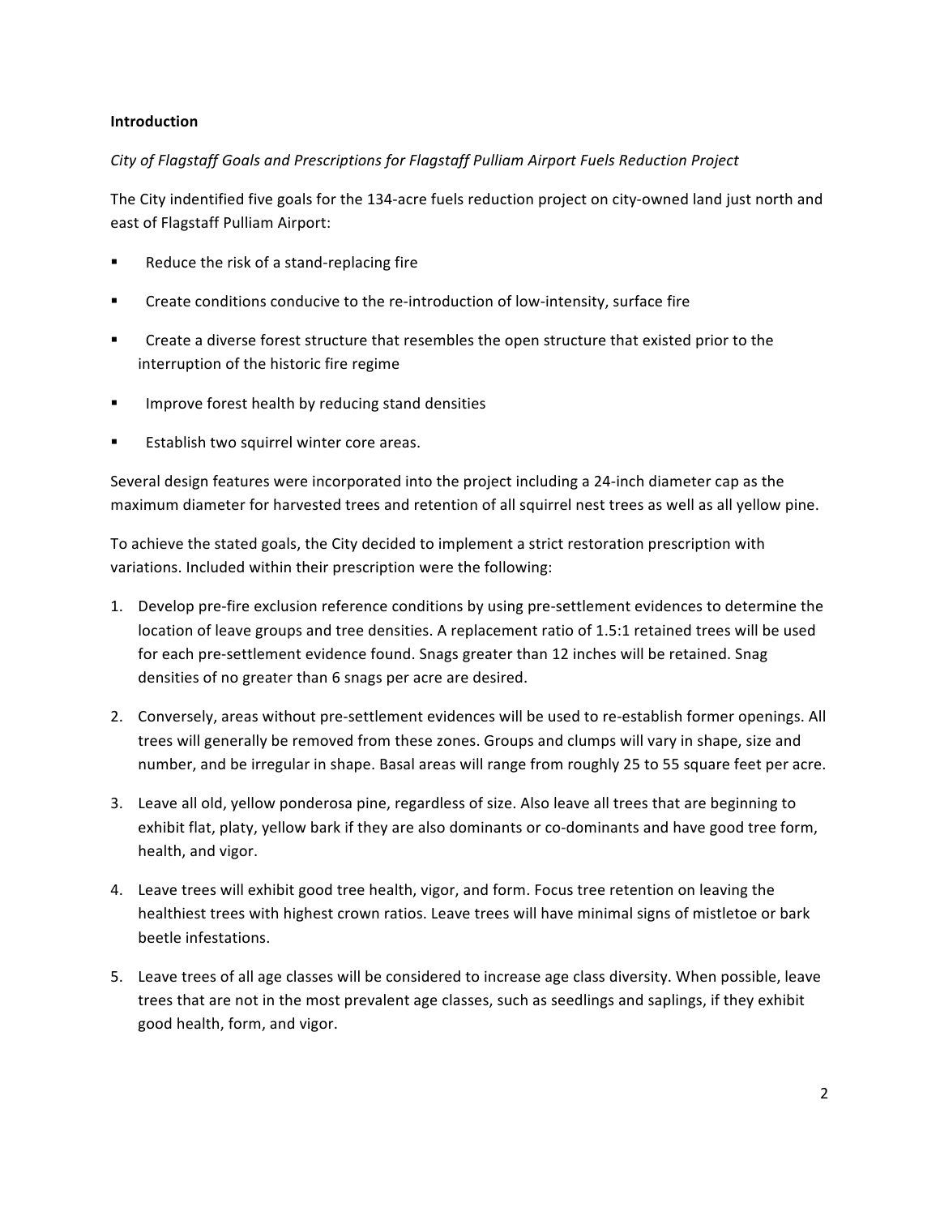**Introduction**

*City of Flagstaff Goals and Prescriptions for Flagstaff Pulliam Airport Fuels Reduction Project*

The City indentified five goals for the 134-acre fuels reduction project on city-owned land just north and east of Flagstaff Pulliam Airport:

- Reduce the risk of a stand-replacing fire
- Create conditions conducive to the re-introduction of low-intensity, surface fire
- Create a diverse forest structure that resembles the open structure that existed prior to the interruption of the historic fire regime
- Improve forest health by reducing stand densities
- Establish two squirrel winter core areas.

Several design features were incorporated into the project including a 24-inch diameter cap as the maximum diameter for harvested trees and retention of all squirrel nest trees as well as all yellow pine.

To achieve the stated goals, the City decided to implement a strict restoration prescription with variations. Included within their prescription were the following:

1. Develop pre-fire exclusion reference conditions by using pre-settlement evidences to determine the location of leave groups and tree densities. A replacement ratio of 1.5:1 retained trees will be used for each pre-settlement evidence found. Snags greater than 12 inches will be retained. Snag densities of no greater than 6 snags per acre are desired.
2. Conversely, areas without pre-settlement evidences will be used to re-establish former openings. All trees will generally be removed from these zones. Groups and clumps will vary in shape, size and number, and be irregular in shape. Basal areas will range from roughly 25 to 55 square feet per acre.
3. Leave all old, yellow ponderosa pine, regardless of size. Also leave all trees that are beginning to exhibit flat, platy, yellow bark if they are also dominants or co-dominants and have good tree form, health, and vigor.
4. Leave trees will exhibit good tree health, vigor, and form. Focus tree retention on leaving the healthiest trees with highest crown ratios. Leave trees will have minimal signs of mistletoe or bark beetle infestations.
5. Leave trees of all age classes will be considered to increase age class diversity. When possible, leave trees that are not in the most prevalent age classes, such as seedlings and saplings, if they exhibit good health, form, and vigor.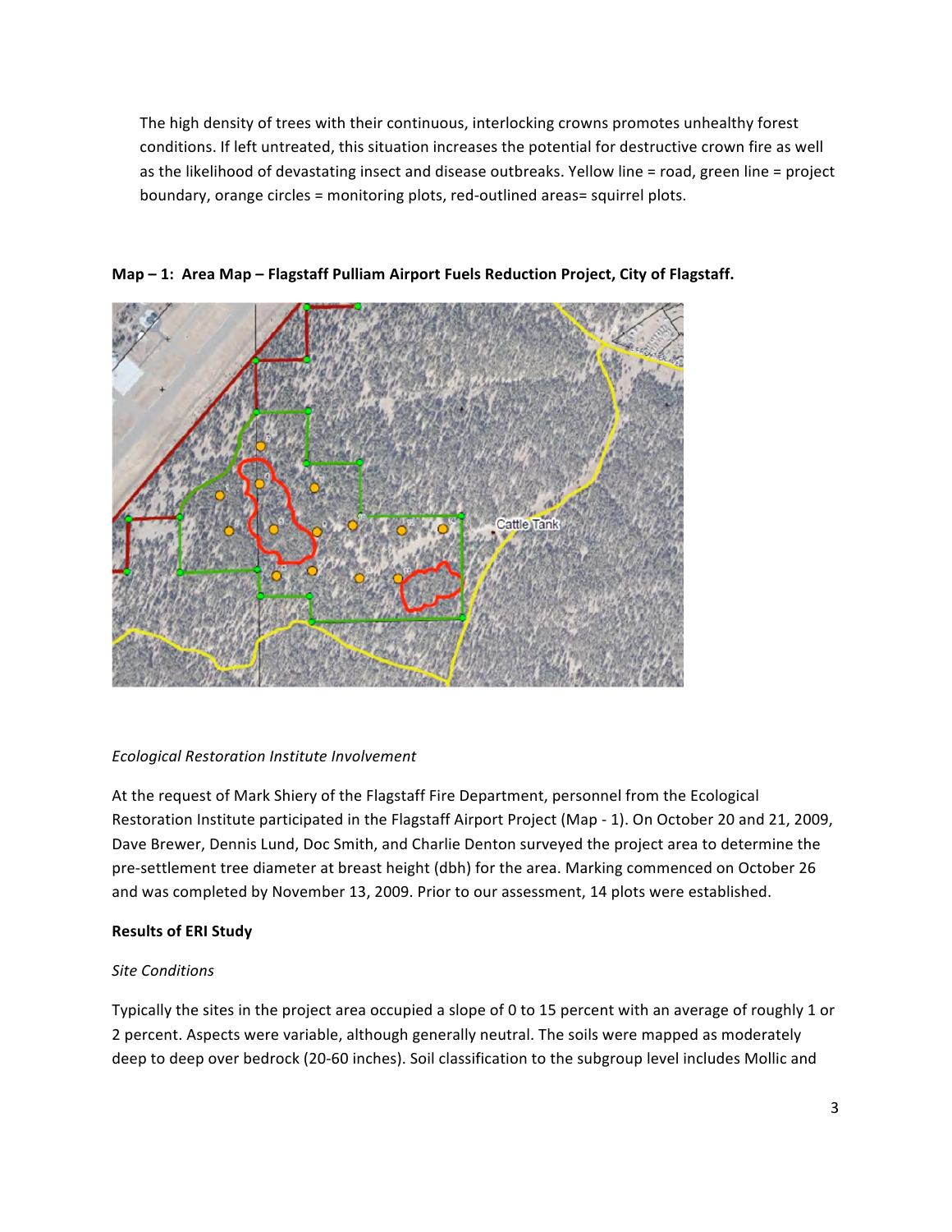The high density of trees with their continuous, interlocking crowns promotes unhealthy forest conditions. If left untreated, this situation increases the potential for destructive crown fire as well as the likelihood of devastating insect and disease outbreaks. Yellow line = road, green line = project boundary, orange circles = monitoring plots, red-outlined areas= squirrel plots.

**Map – 1: Area Map – Flagstaff Pulliam Airport Fuels Reduction Project, City of Flagstaff.**

*Ecological Restoration Institute Involvement*

At the request of Mark Shiery of the Flagstaff Fire Department, personnel from the Ecological Restoration Institute participated in the Flagstaff Airport Project (Map - 1). On October 20 and 21, 2009, Dave Brewer, Dennis Lund, Doc Smith, and Charlie Denton surveyed the project area to determine the pre-settlement tree diameter at breast height (dbh) for the area. Marking commenced on October 26 and was completed by November 13, 2009. Prior to our assessment, 14 plots were established.

**Results of ERI Study**

*Site Conditions*

Typically the sites in the project area occupied a slope of 0 to 15 percent with an average of roughly 1 or 2 percent. Aspects were variable, although generally neutral. The soils were mapped as moderately deep to deep over bedrock (20-60 inches). Soil classification to the subgroup level includes Mollic and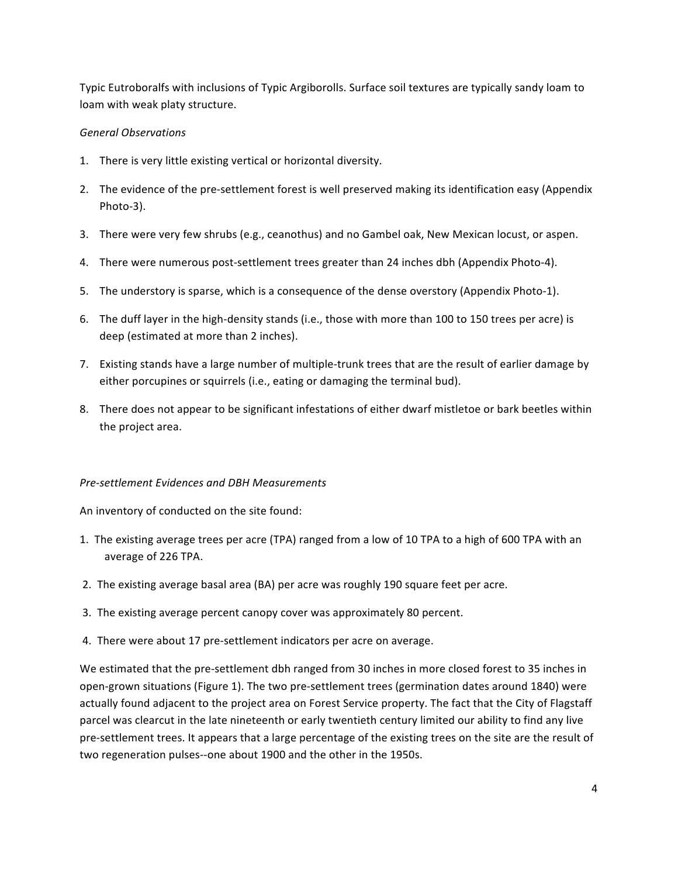Typic Eutroboralfs with inclusions of Typic Argiborolls. Surface soil textures are typically sandy loam to loam with weak platy structure.

*General Observations*

1. There is very little existing vertical or horizontal diversity.
2. The evidence of the pre-settlement forest is well preserved making its identification easy (Appendix Photo-3).
3. There were very few shrubs (e.g., ceanothus) and no Gambel oak, New Mexican locust, or aspen.
4. There were numerous post-settlement trees greater than 24 inches dbh (Appendix Photo-4).
5. The understory is sparse, which is a consequence of the dense overstory (Appendix Photo-1).
6. The duff layer in the high-density stands (i.e., those with more than 100 to 150 trees per acre) is deep (estimated at more than 2 inches).
7. Existing stands have a large number of multiple-trunk trees that are the result of earlier damage by either porcupines or squirrels (i.e., eating or damaging the terminal bud).
8. There does not appear to be significant infestations of either dwarf mistletoe or bark beetles within the project area.

*Pre-settlement Evidences and DBH Measurements*

An inventory of conducted on the site found:

1. The existing average trees per acre (TPA) ranged from a low of 10 TPA to a high of 600 TPA with an average of 226 TPA.
2. The existing average basal area (BA) per acre was roughly 190 square feet per acre.
3. The existing average percent canopy cover was approximately 80 percent.
4. There were about 17 pre-settlement indicators per acre on average.

We estimated that the pre-settlement dbh ranged from 30 inches in more closed forest to 35 inches in open-grown situations (Figure 1). The two pre-settlement trees (germination dates around 1840) were actually found adjacent to the project area on Forest Service property. The fact that the City of Flagstaff parcel was clearcut in the late nineteenth or early twentieth century limited our ability to find any live pre-settlement trees. It appears that a large percentage of the existing trees on the site are the result of two regeneration pulses--one about 1900 and the other in the 1950s.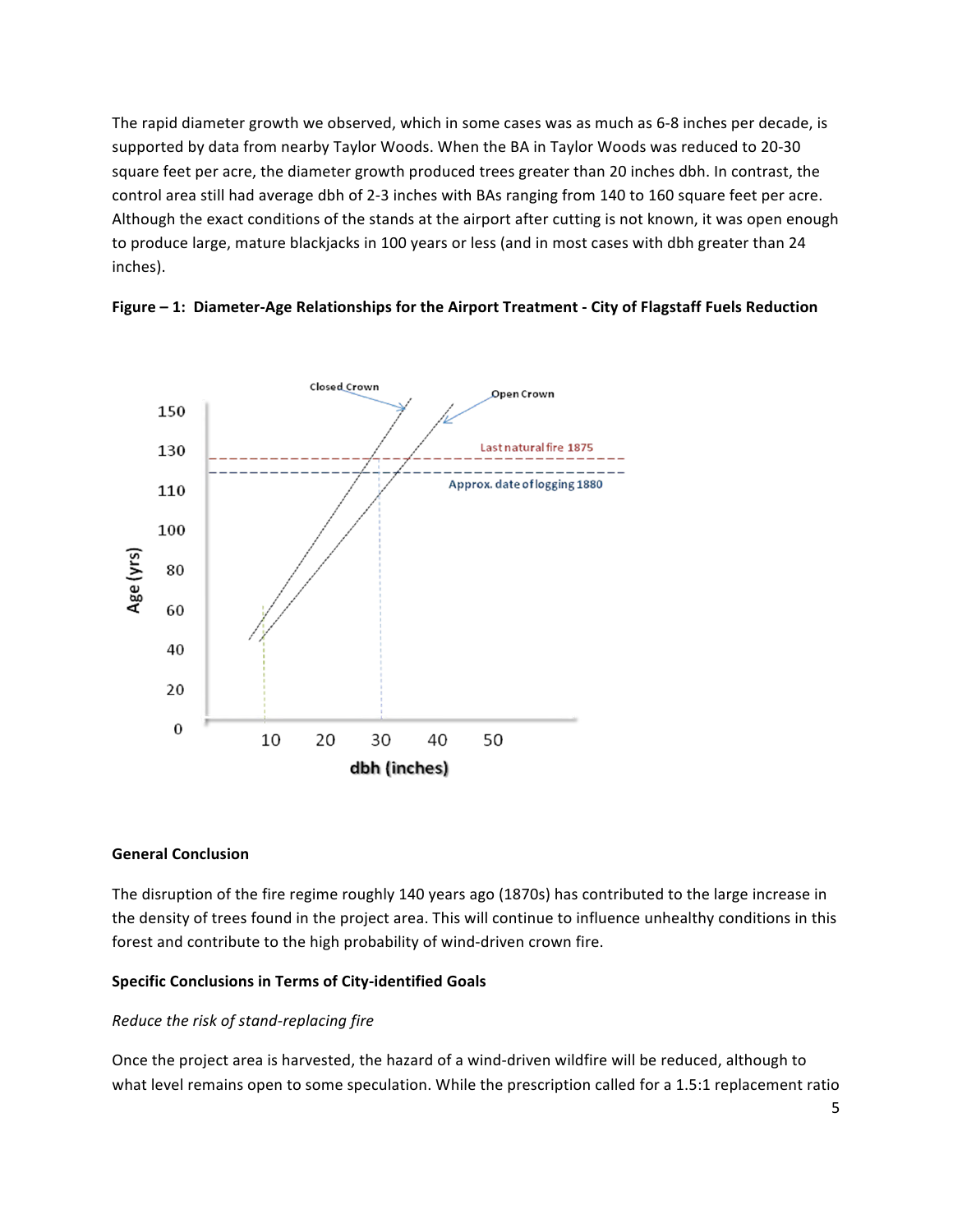The rapid diameter growth we observed, which in some cases was as much as 6-8 inches per decade, is supported by data from nearby Taylor Woods. When the BA in Taylor Woods was reduced to 20-30 square feet per acre, the diameter growth produced trees greater than 20 inches dbh. In contrast, the control area still had average dbh of 2-3 inches with BAs ranging from 140 to 160 square feet per acre. Although the exact conditions of the stands at the airport after cutting is not known, it was open enough to produce large, mature blackjacks in 100 years or less (and in most cases with dbh greater than 24 inches).

**Figure – 1: Diameter-Age Relationships for the Airport Treatment - City of Flagstaff Fuels Reduction**

**General Conclusion**

The disruption of the fire regime roughly 140 years ago (1870s) has contributed to the large increase in the density of trees found in the project area. This will continue to influence unhealthy conditions in this forest and contribute to the high probability of wind-driven crown fire.

**Specific Conclusions in Terms of City-identified Goals**

*Reduce the risk of stand-replacing fire*

Once the project area is harvested, the hazard of a wind-driven wildfire will be reduced, although to what level remains open to some speculation. While the prescription called for a 1.5:1 replacement ratio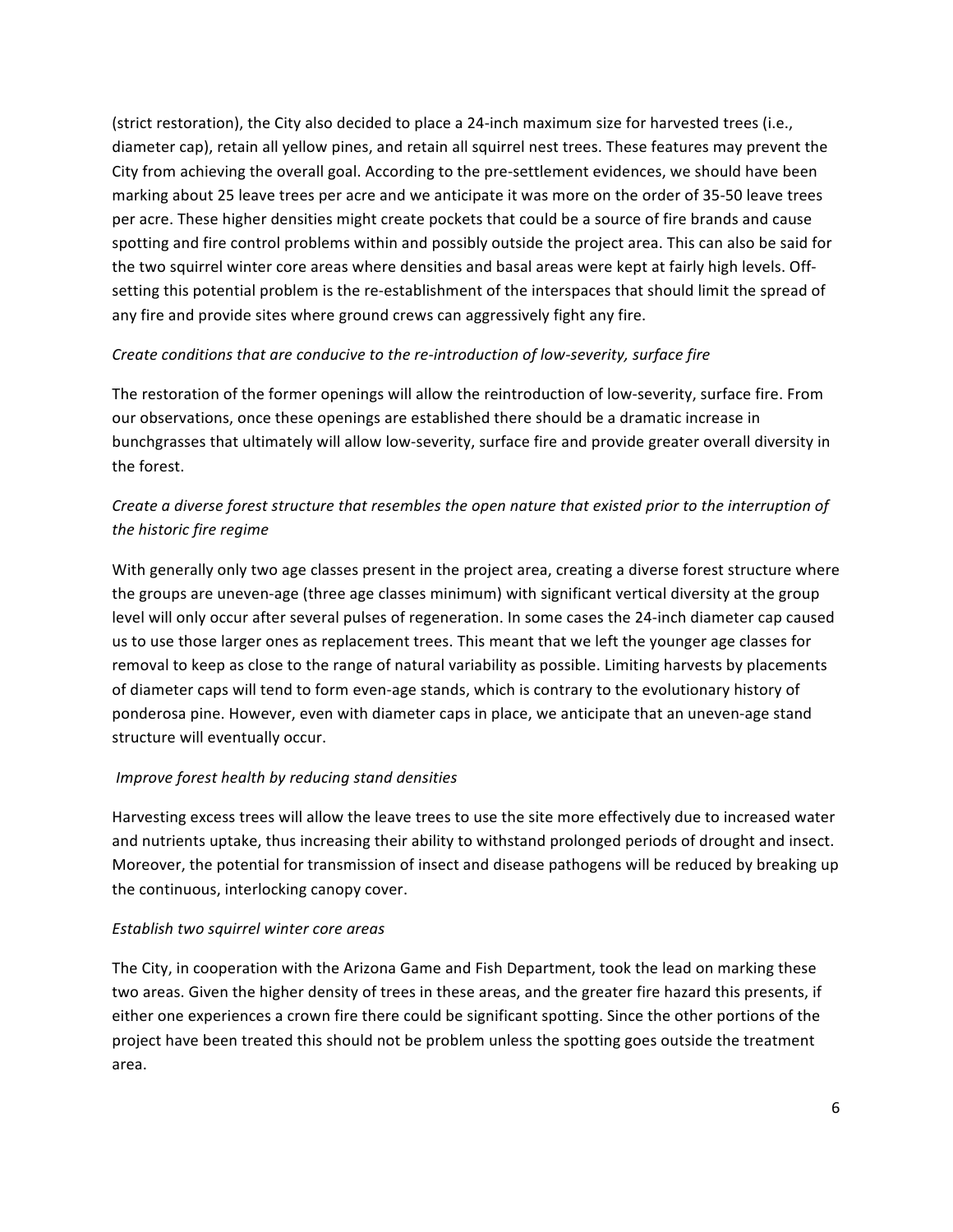(strict restoration), the City also decided to place a 24-inch maximum size for harvested trees (i.e., diameter cap), retain all yellow pines, and retain all squirrel nest trees. These features may prevent the City from achieving the overall goal. According to the pre-settlement evidences, we should have been marking about 25 leave trees per acre and we anticipate it was more on the order of 35-50 leave trees per acre. These higher densities might create pockets that could be a source of fire brands and cause spotting and fire control problems within and possibly outside the project area. This can also be said for the two squirrel winter core areas where densities and basal areas were kept at fairly high levels. Off-setting this potential problem is the re-establishment of the interspaces that should limit the spread of any fire and provide sites where ground crews can aggressively fight any fire.

*Create conditions that are conducive to the re-introduction of low-severity, surface fire*

The restoration of the former openings will allow the reintroduction of low-severity, surface fire. From our observations, once these openings are established there should be a dramatic increase in bunchgrasses that ultimately will allow low-severity, surface fire and provide greater overall diversity in the forest.

*Create a diverse forest structure that resembles the open nature that existed prior to the interruption of the historic fire regime*

With generally only two age classes present in the project area, creating a diverse forest structure where the groups are uneven-age (three age classes minimum) with significant vertical diversity at the group level will only occur after several pulses of regeneration. In some cases the 24-inch diameter cap caused us to use those larger ones as replacement trees. This meant that we left the younger age classes for removal to keep as close to the range of natural variability as possible. Limiting harvests by placements of diameter caps will tend to form even-age stands, which is contrary to the evolutionary history of ponderosa pine. However, even with diameter caps in place, we anticipate that an uneven-age stand structure will eventually occur.

*Improve forest health by reducing stand densities*

Harvesting excess trees will allow the leave trees to use the site more effectively due to increased water and nutrients uptake, thus increasing their ability to withstand prolonged periods of drought and insect. Moreover, the potential for transmission of insect and disease pathogens will be reduced by breaking up the continuous, interlocking canopy cover.

*Establish two squirrel winter core areas*

The City, in cooperation with the Arizona Game and Fish Department, took the lead on marking these two areas. Given the higher density of trees in these areas, and the greater fire hazard this presents, if either one experiences a crown fire there could be significant spotting. Since the other portions of the project have been treated this should not be problem unless the spotting goes outside the treatment area.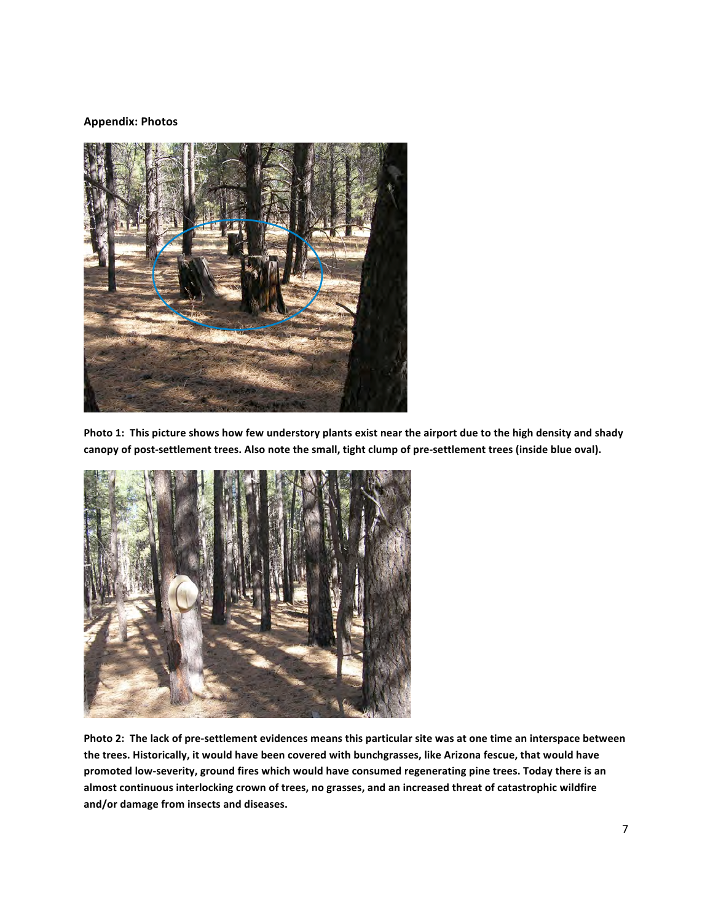**Appendix: Photos**

**Photo 1: This picture shows how few understory plants exist near the airport due to the high density and shady canopy of post-settlement trees. Also note the small, tight clump of pre-settlement trees (inside blue oval).**

**Photo 2: The lack of pre-settlement evidences means this particular site was at one time an interspace between the trees. Historically, it would have been covered with bunchgrasses, like Arizona fescue, that would have promoted low-severity, ground fires which would have consumed regenerating pine trees. Today there is an almost continuous interlocking crown of trees, no grasses, and an increased threat of catastrophic wildfire and/or damage from insects and diseases.**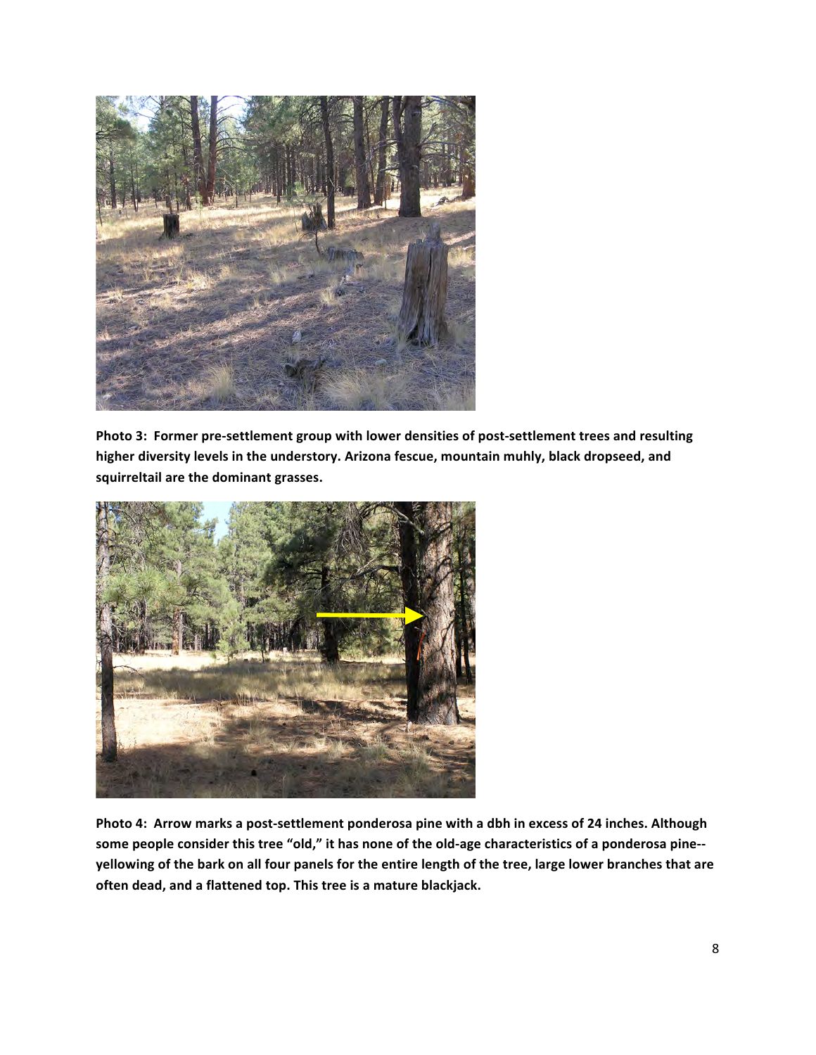**Photo 3: Former pre-settlement group with lower densities of post-settlement trees and resulting higher diversity levels in the understory. Arizona fescue, mountain muhly, black dropseed, and squirreltail are the dominant grasses.**

**Photo 4: Arrow marks a post-settlement ponderosa pine with a dbh in excess of 24 inches. Although some people consider this tree "old," it has none of the old-age characteristics of a ponderosa pine--yellowing of the bark on all four panels for the entire length of the tree, large lower branches that are often dead, and a flattened top. This tree is a mature blackjack.**